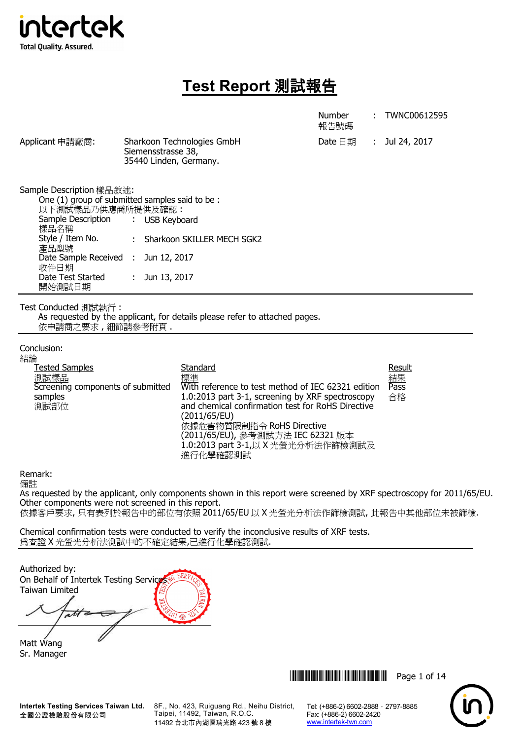intertek
Total Quality. Assured.

# Test Report 測試報告

| | | |
|---|---|---|
| Number 報告號碼 | : | TWNC00612595 |
| Date 日期 | : | Jul 24, 2017 |

Applicant 申請廠商: Sharkoon Technologies GmbH
Siemensstrasse 38,
35440 Linden, Germany.

Sample Description 樣品敘述:

One (1) group of submitted samples said to be :
以下測試樣品乃供應商所提供及確認 :

| | | |
|---|---|---|
| Sample Description 樣品名稱 | : | USB Keyboard |
| Style / Item No. 產品型號 | : | Sharkoon SKILLER MECH SGK2 |
| Date Sample Received 收件日期 | : | Jun 12, 2017 |
| Date Test Started 開始測試日期 | : | Jun 13, 2017 |

Test Conducted 測試執行 :

As requested by the applicant, for details please refer to attached pages.
依申請商之要求 , 細節請參考附頁 .

Conclusion:
結論

| Tested Samples 測試樣品 | Standard 標準 | Result 結果 |
|---|---|---|
| Screening components of submitted samples 測試部位 | With reference to test method of IEC 62321 edition 1.0:2013 part 3-1, screening by XRF spectroscopy and chemical confirmation test for RoHS Directive (2011/65/EU) 依據危害物質限制指令 RoHS Directive (2011/65/EU), 參考測試方法 IEC 62321 版本 1.0:2013 part 3-1,以 X 光螢光分析法作篩檢測試及進行化學確認測試 | Pass 合格 |

Remark:
備註

As requested by the applicant, only components shown in this report were screened by XRF spectroscopy for 2011/65/EU. Other components were not screened in this report.
依據客戶要求, 只有表列於報告中的部位有依照 2011/65/EU 以 X 光螢光分析法作篩檢測試, 此報告中其他部位未被篩檢.

Chemical confirmation tests were conducted to verify the inconclusive results of XRF tests.
為查證 X 光螢光分析法測試中的不確定結果,已進行化學確認測試.

Authorized by:
On Behalf of Intertek Testing Services Taiwan Limited

Matt Wang
Sr. Manager

**Intertek Testing Services Taiwan Ltd.**
全國公證檢驗股份有限公司
8F., No. 423, Ruiguang Rd., Neihu District, Taipei, 11492, Taiwan, R.O.C.
11492 台北市內湖區瑞光路 423 號 8 樓
Tel: (+886-2) 6602-2888 · 2797-8885
Fax: (+886-2) 6602-2420
www.intertek-twn.com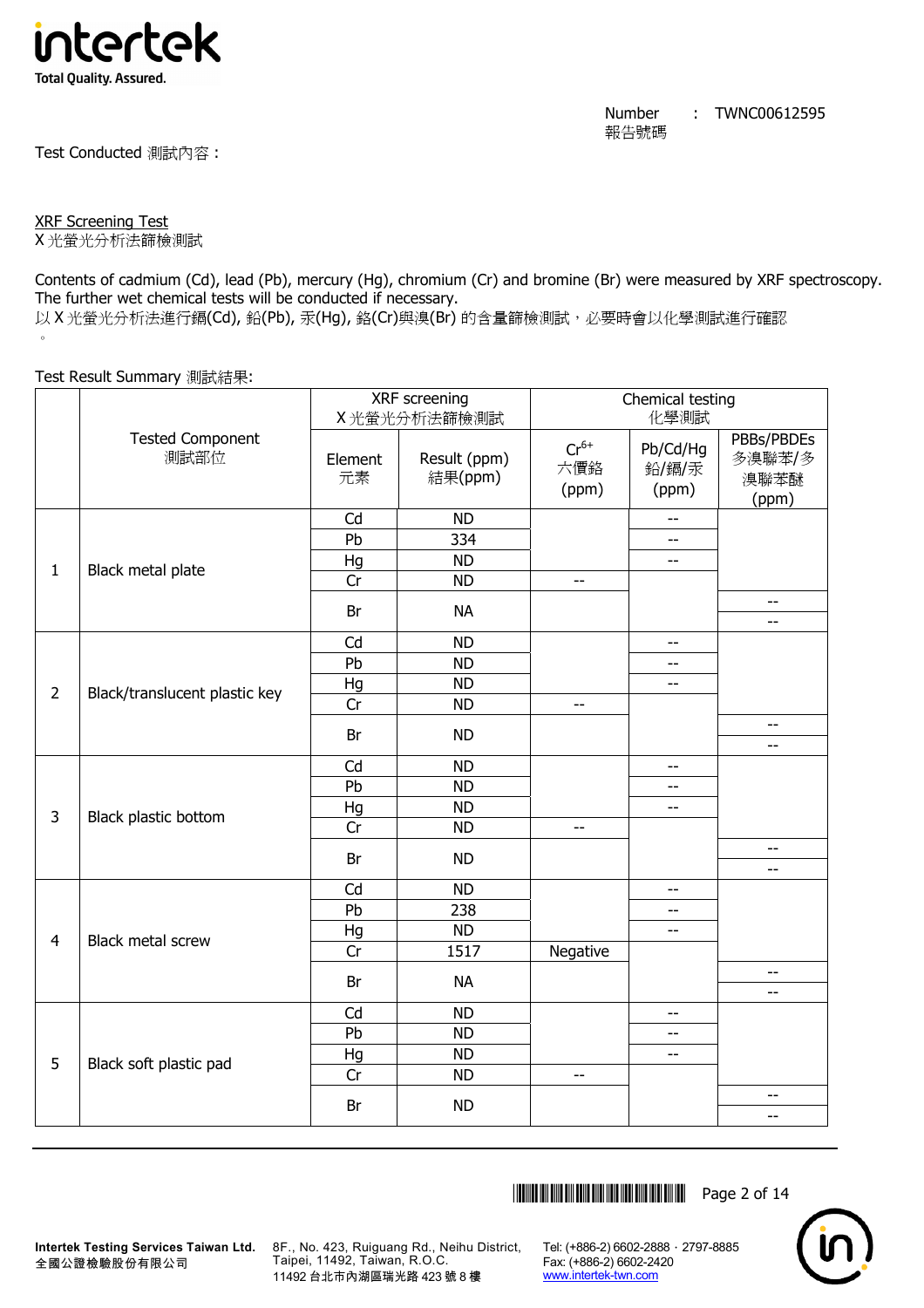Number 報告號碼 : TWNC00612595

Test Conducted 測試內容：

XRF Screening Test
X 光螢光分析法篩檢測試

Contents of cadmium (Cd), lead (Pb), mercury (Hg), chromium (Cr) and bromine (Br) were measured by XRF spectroscopy. The further wet chemical tests will be conducted if necessary.
以 X 光螢光分析法進行鎘(Cd), 鉛(Pb), 汞(Hg), 鉻(Cr)與溴(Br) 的含量篩檢測試，必要時會以化學測試進行確認。

Test Result Summary 測試結果:

| | Tested Component 測試部位 | XRF screening X 光螢光分析法篩檢測試 | | Chemical testing 化學測試 | | |
|---|---|---|---|---|---|---|
| | | Element 元素 | Result (ppm) 結果(ppm) | $Cr^{6+}$ 六價鉻 (ppm) | Pb/Cd/Hg 鉛/鎘/汞 (ppm) | PBBs/PBDEs 多溴聯苯/多溴聯苯醚 (ppm) |
| 1 | Black metal plate | Cd | ND | | -- | |
| | | Pb | 334 | | -- | |
| | | Hg | ND | | -- | |
| | | Cr | ND | -- | | |
| | | Br | NA | | | -- / -- |
| 2 | Black/translucent plastic key | Cd | ND | | -- | |
| | | Pb | ND | | -- | |
| | | Hg | ND | | -- | |
| | | Cr | ND | -- | | |
| | | Br | ND | | | -- / -- |
| 3 | Black plastic bottom | Cd | ND | | -- | |
| | | Pb | ND | | -- | |
| | | Hg | ND | | -- | |
| | | Cr | ND | -- | | |
| | | Br | ND | | | -- / -- |
| 4 | Black metal screw | Cd | ND | | -- | |
| | | Pb | 238 | | -- | |
| | | Hg | ND | | -- | |
| | | Cr | 1517 | Negative | | |
| | | Br | NA | | | -- / -- |
| 5 | Black soft plastic pad | Cd | ND | | -- | |
| | | Pb | ND | | -- | |
| | | Hg | ND | | -- | |
| | | Cr | ND | -- | | |
| | | Br | ND | | | -- / -- |

Intertek Testing Services Taiwan Ltd.
全國公證檢驗股份有限公司
8F., No. 423, Ruiguang Rd., Neihu District, Taipei, 11492, Taiwan, R.O.C.
11492 台北市內湖區瑞光路 423 號 8 樓
Tel: (+886-2) 6602-2888 · 2797-8885
Fax: (+886-2) 6602-2420
www.intertek-twn.com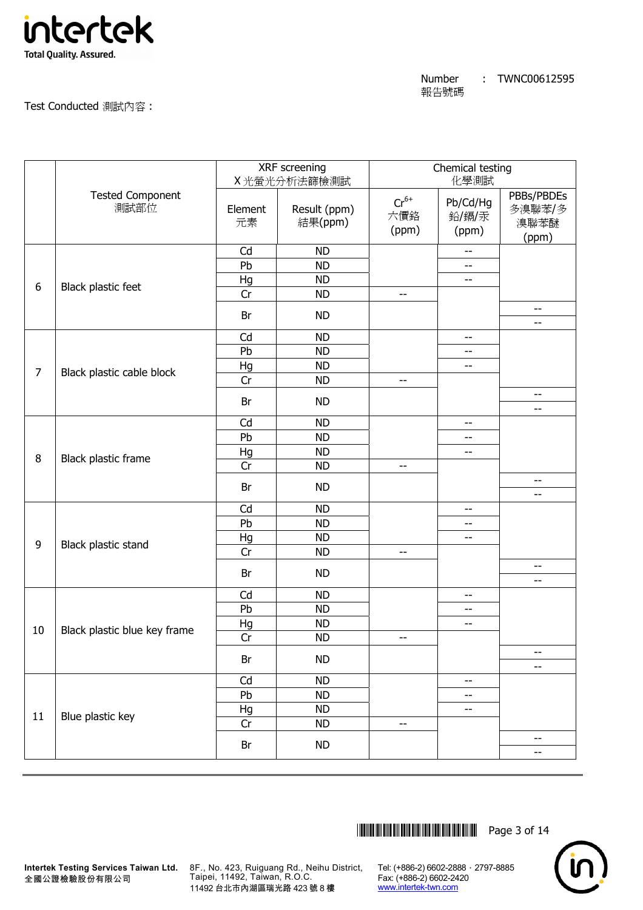Number 報告號碼 : TWNC00612595

Test Conducted 測試內容：

| | Tested Component 測試部位 | XRF screening X 光螢光分析法篩檢測試 | | Chemical testing 化學測試 | | |
|---|---|---|---|---|---|---|
| | | Element 元素 | Result (ppm) 結果(ppm) | $Cr^{6+}$ 六價鉻 (ppm) | Pb/Cd/Hg 鉛/鎘/汞 (ppm) | PBBs/PBDEs 多溴聯苯/多溴聯苯醚 (ppm) |
| 6 | Black plastic feet | Cd | ND | | -- | |
| | | Pb | ND | | -- | |
| | | Hg | ND | | -- | |
| | | Cr | ND | -- | | |
| | | Br | ND | | | -- / -- |
| 7 | Black plastic cable block | Cd | ND | | -- | |
| | | Pb | ND | | -- | |
| | | Hg | ND | | -- | |
| | | Cr | ND | -- | | |
| | | Br | ND | | | -- / -- |
| 8 | Black plastic frame | Cd | ND | | -- | |
| | | Pb | ND | | -- | |
| | | Hg | ND | | -- | |
| | | Cr | ND | -- | | |
| | | Br | ND | | | -- / -- |
| 9 | Black plastic stand | Cd | ND | | -- | |
| | | Pb | ND | | -- | |
| | | Hg | ND | | -- | |
| | | Cr | ND | -- | | |
| | | Br | ND | | | -- / -- |
| 10 | Black plastic blue key frame | Cd | ND | | -- | |
| | | Pb | ND | | -- | |
| | | Hg | ND | | -- | |
| | | Cr | ND | -- | | |
| | | Br | ND | | | -- / -- |
| 11 | Blue plastic key | Cd | ND | | -- | |
| | | Pb | ND | | -- | |
| | | Hg | ND | | -- | |
| | | Cr | ND | -- | | |
| | | Br | ND | | | -- / -- |

**Intertek Testing Services Taiwan Ltd.**
全國公證檢驗股份有限公司

8F., No. 423, Ruiguang Rd., Neihu District, Taipei, 11492, Taiwan, R.O.C.
11492 台北市內湖區瑞光路 423 號 8 樓

Tel: (+886-2) 6602-2888 · 2797-8885
Fax: (+886-2) 6602-2420
www.intertek-twn.com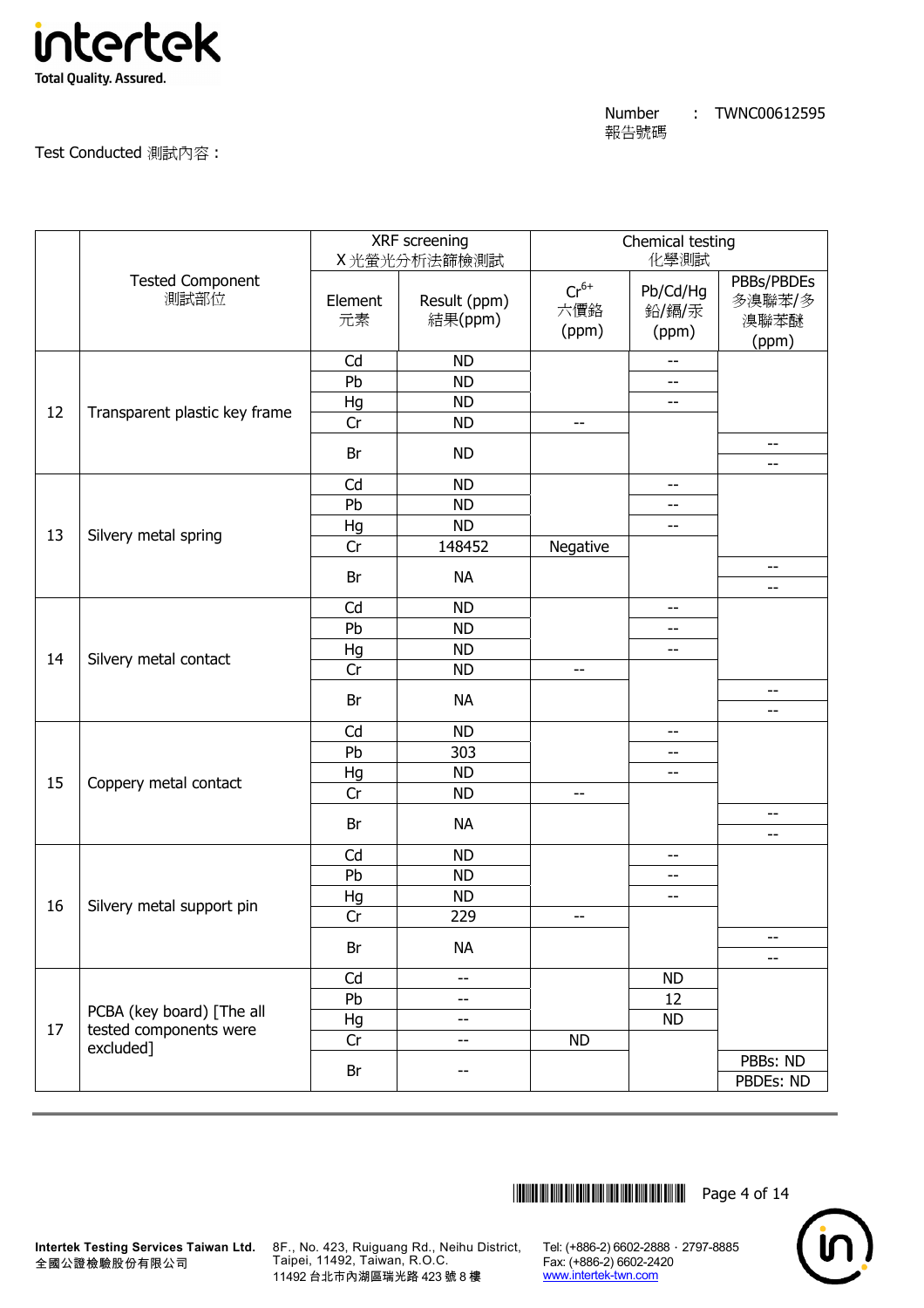Number 報告號碼 : TWNC00612595

Test Conducted 測試內容：

| | Tested Component 測試部位 | XRF screening X光螢光分析法篩檢測試 | | Chemical testing 化學測試 | | |
|---|---|---|---|---|---|---|
| | | Element 元素 | Result (ppm) 結果(ppm) | $Cr^{6+}$ 六價鉻 (ppm) | Pb/Cd/Hg 鉛/鎘/汞 (ppm) | PBBs/PBDEs 多溴聯苯/多溴聯苯醚 (ppm) |
| 12 | Transparent plastic key frame | Cd | ND | | -- | |
| | | Pb | ND | | -- | |
| | | Hg | ND | | -- | |
| | | Cr | ND | -- | | |
| | | Br | ND | | | -- |
| | | | | | | -- |
| 13 | Silvery metal spring | Cd | ND | | -- | |
| | | Pb | ND | | -- | |
| | | Hg | ND | | -- | |
| | | Cr | 148452 | Negative | | |
| | | Br | NA | | | -- |
| | | | | | | -- |
| 14 | Silvery metal contact | Cd | ND | | -- | |
| | | Pb | ND | | -- | |
| | | Hg | ND | | -- | |
| | | Cr | ND | -- | | |
| | | Br | NA | | | -- |
| | | | | | | -- |
| 15 | Coppery metal contact | Cd | ND | | -- | |
| | | Pb | 303 | | -- | |
| | | Hg | ND | | -- | |
| | | Cr | ND | -- | | |
| | | Br | NA | | | -- |
| | | | | | | -- |
| 16 | Silvery metal support pin | Cd | ND | | -- | |
| | | Pb | ND | | -- | |
| | | Hg | ND | | -- | |
| | | Cr | 229 | -- | | |
| | | Br | NA | | | -- |
| | | | | | | -- |
| 17 | PCBA (key board) [The all tested components were excluded] | Cd | -- | | ND | |
| | | Pb | -- | | 12 | |
| | | Hg | -- | | ND | |
| | | Cr | -- | ND | | |
| | | Br | -- | | | PBBs: ND |
| | | | | | | PBDEs: ND |

Intertek Testing Services Taiwan Ltd.
全國公證檢驗股份有限公司

8F., No. 423, Ruiguang Rd., Neihu District, Taipei, 11492, Taiwan, R.O.C.
11492 台北市內湖區瑞光路 423 號 8 樓

Tel: (+886-2) 6602-2888・2797-8885
Fax: (+886-2) 6602-2420
www.intertek-twn.com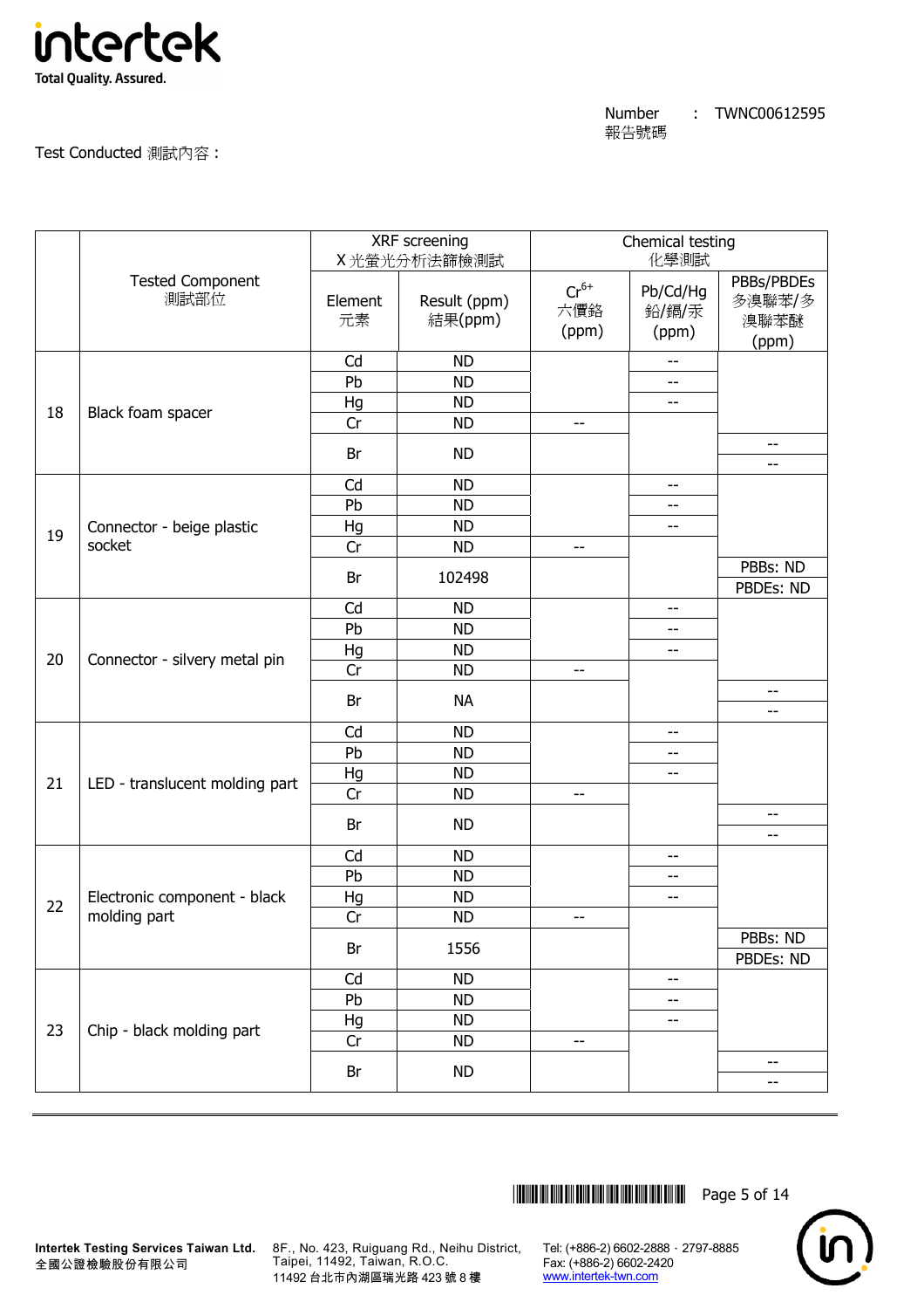Number 報告號碼 : TWNC00612595

Test Conducted 測試內容：

| | Tested Component 測試部位 | XRF screening X 光螢光分析法篩檢測試 | | Chemical testing 化學測試 | | |
|---|---|---|---|---|---|---|
| | | Element 元素 | Result (ppm) 結果(ppm) | $Cr^{6+}$ 六價鉻 (ppm) | Pb/Cd/Hg 鉛/鎘/汞 (ppm) | PBBs/PBDEs 多溴聯苯/多溴聯苯醚 (ppm) |
| 18 | Black foam spacer | Cd | ND | | -- | |
| | | Pb | ND | | -- | |
| | | Hg | ND | | -- | |
| | | Cr | ND | -- | | |
| | | Br | ND | | | -- / -- |
| 19 | Connector - beige plastic socket | Cd | ND | | -- | |
| | | Pb | ND | | -- | |
| | | Hg | ND | | -- | |
| | | Cr | ND | -- | | |
| | | Br | 102498 | | | PBBs: ND / PBDEs: ND |
| 20 | Connector - silvery metal pin | Cd | ND | | -- | |
| | | Pb | ND | | -- | |
| | | Hg | ND | | -- | |
| | | Cr | ND | -- | | |
| | | Br | NA | | | -- / -- |
| 21 | LED - translucent molding part | Cd | ND | | -- | |
| | | Pb | ND | | -- | |
| | | Hg | ND | | -- | |
| | | Cr | ND | -- | | |
| | | Br | ND | | | -- / -- |
| 22 | Electronic component - black molding part | Cd | ND | | -- | |
| | | Pb | ND | | -- | |
| | | Hg | ND | | -- | |
| | | Cr | ND | -- | | |
| | | Br | 1556 | | | PBBs: ND / PBDEs: ND |
| 23 | Chip - black molding part | Cd | ND | | -- | |
| | | Pb | ND | | -- | |
| | | Hg | ND | | -- | |
| | | Cr | ND | -- | | |
| | | Br | ND | | | -- / -- |

Intertek Testing Services Taiwan Ltd.
全國公證檢驗股份有限公司

8F., No. 423, Ruiguang Rd., Neihu District, Taipei, 11492, Taiwan, R.O.C.
11492 台北市內湖區瑞光路 423 號 8 樓

Tel: (+886-2) 6602-2888．2797-8885
Fax: (+886-2) 6602-2420
www.intertek-twn.com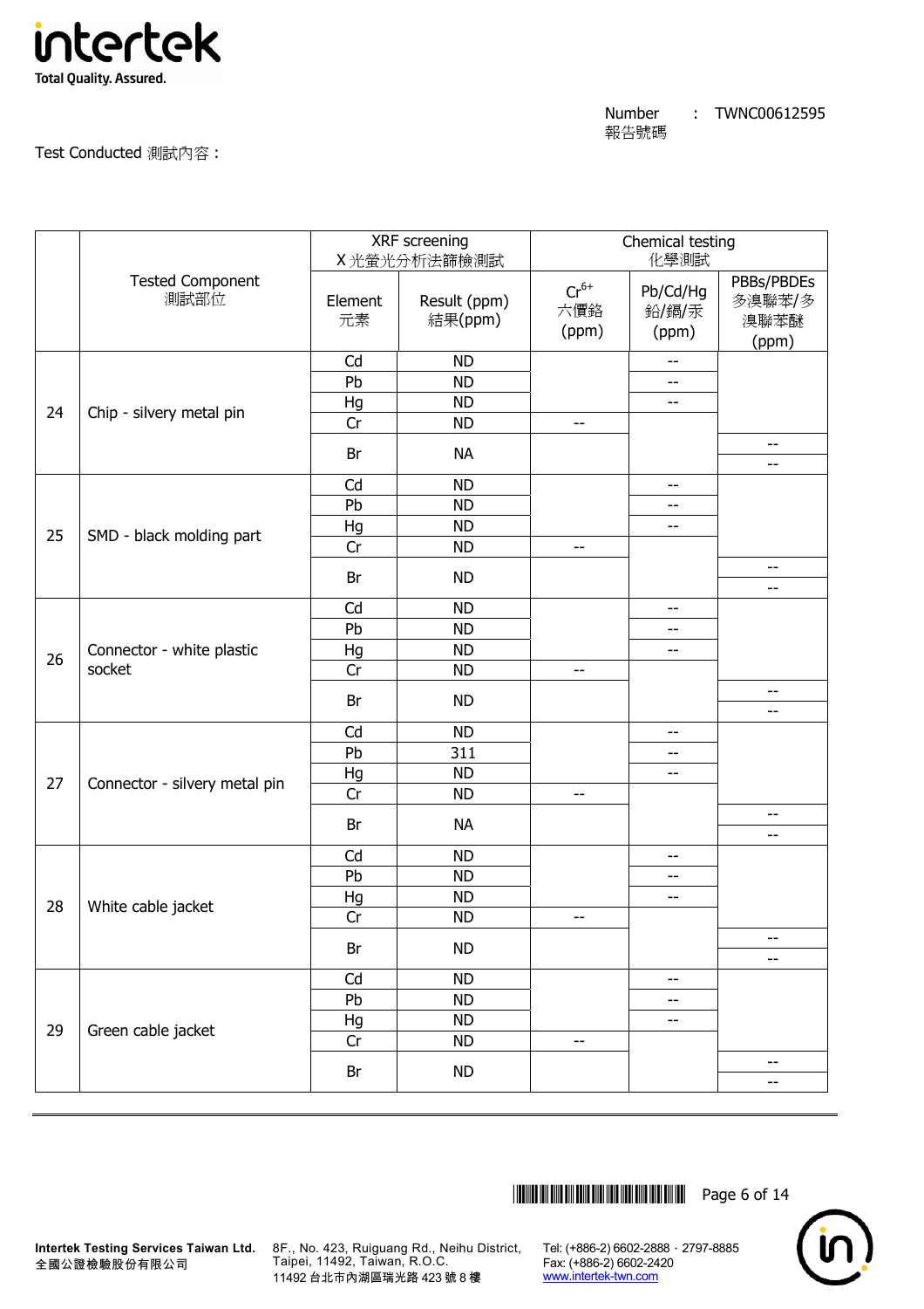Number 報告號碼 : TWNC00612595

Test Conducted 測試內容 :

| | Tested Component 測試部位 | XRF screening X 光螢光分析法篩檢測試 | | Chemical testing 化學測試 | | |
|---|---|---|---|---|---|---|
| | | Element 元素 | Result (ppm) 結果(ppm) | $Cr^{6+}$ 六價鉻 (ppm) | Pb/Cd/Hg 鉛/鎘/汞 (ppm) | PBBs/PBDEs 多溴聯苯/多溴聯苯醚 (ppm) |
| 24 | Chip - silvery metal pin | Cd | ND | | -- | |
| | | Pb | ND | | -- | |
| | | Hg | ND | | -- | |
| | | Cr | ND | -- | | |
| | | Br | NA | | | -- / -- |
| 25 | SMD - black molding part | Cd | ND | | -- | |
| | | Pb | ND | | -- | |
| | | Hg | ND | | -- | |
| | | Cr | ND | -- | | |
| | | Br | ND | | | -- / -- |
| 26 | Connector - white plastic socket | Cd | ND | | -- | |
| | | Pb | ND | | -- | |
| | | Hg | ND | | -- | |
| | | Cr | ND | -- | | |
| | | Br | ND | | | -- / -- |
| 27 | Connector - silvery metal pin | Cd | ND | | -- | |
| | | Pb | 311 | | -- | |
| | | Hg | ND | | -- | |
| | | Cr | ND | -- | | |
| | | Br | NA | | | -- / -- |
| 28 | White cable jacket | Cd | ND | | -- | |
| | | Pb | ND | | -- | |
| | | Hg | ND | | -- | |
| | | Cr | ND | -- | | |
| | | Br | ND | | | -- / -- |
| 29 | Green cable jacket | Cd | ND | | -- | |
| | | Pb | ND | | -- | |
| | | Hg | ND | | -- | |
| | | Cr | ND | -- | | |
| | | Br | ND | | | -- / -- |

**Intertek Testing Services Taiwan Ltd.** 全國公證檢驗股份有限公司 8F., No. 423, Ruiguang Rd., Neihu District, Taipei, 11492, Taiwan, R.O.C. 11492 台北市內湖區瑞光路 423 號 8 樓 Tel: (+886-2) 6602-2888 · 2797-8885 Fax: (+886-2) 6602-2420 www.intertek-twn.com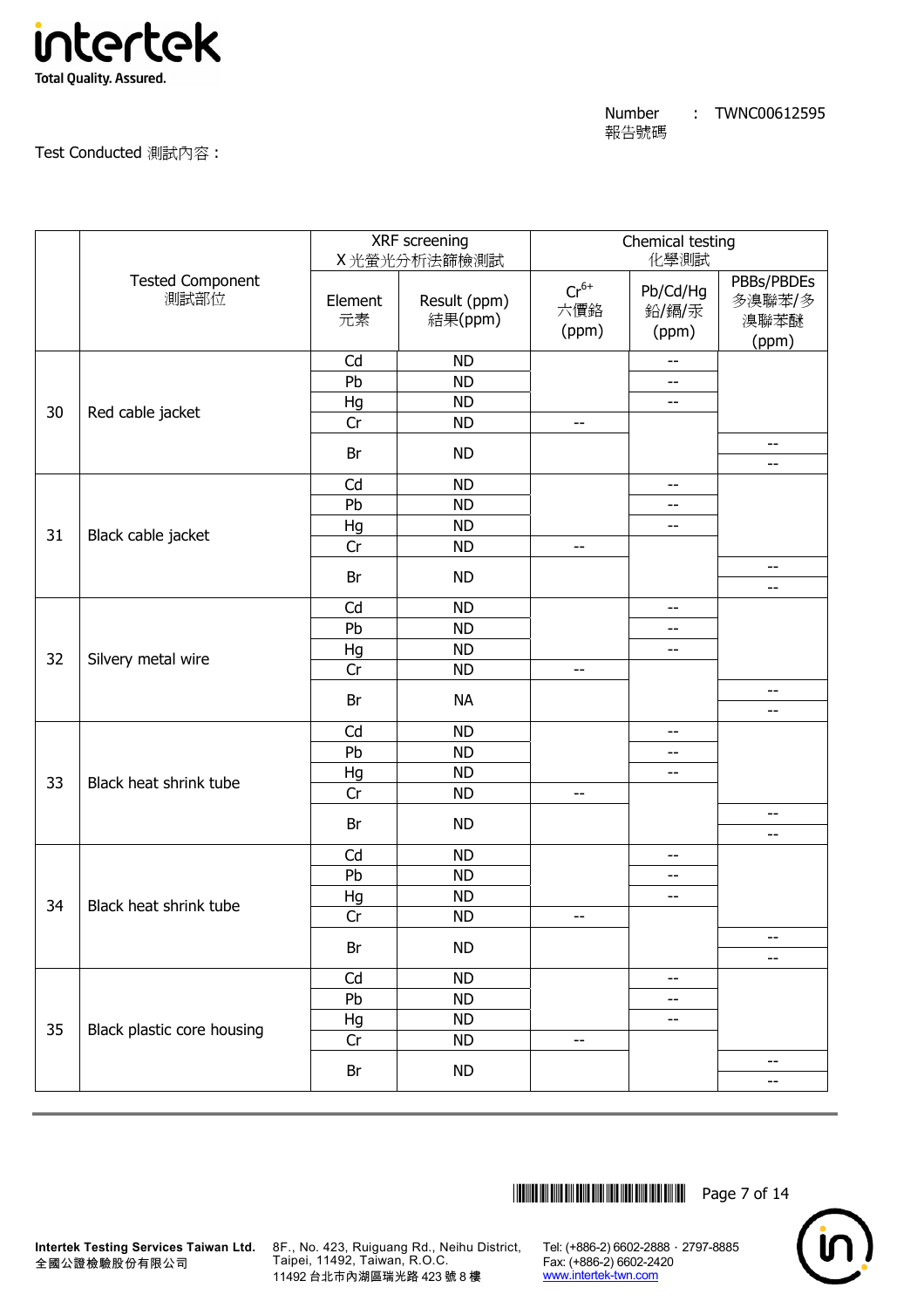Number 報告號碼 : TWNC00612595

Test Conducted 測試內容 :

| | Tested Component 測試部位 | XRF screening X光螢光分析法篩檢測試 | | Chemical testing 化學測試 | | |
|---|---|---|---|---|---|---|
| | | Element 元素 | Result (ppm) 結果(ppm) | $Cr^{6+}$ 六價鉻 (ppm) | Pb/Cd/Hg 鉛/鎘/汞 (ppm) | PBBs/PBDEs 多溴聯苯/多溴聯苯醚 (ppm) |
| 30 | Red cable jacket | Cd | ND | | -- | |
| | | Pb | ND | | -- | |
| | | Hg | ND | | -- | |
| | | Cr | ND | -- | | |
| | | Br | ND | | | -- |
| | | | | | | -- |
| 31 | Black cable jacket | Cd | ND | | -- | |
| | | Pb | ND | | -- | |
| | | Hg | ND | | -- | |
| | | Cr | ND | -- | | |
| | | Br | ND | | | -- |
| | | | | | | -- |
| 32 | Silvery metal wire | Cd | ND | | -- | |
| | | Pb | ND | | -- | |
| | | Hg | ND | | -- | |
| | | Cr | ND | -- | | |
| | | Br | NA | | | -- |
| | | | | | | -- |
| 33 | Black heat shrink tube | Cd | ND | | -- | |
| | | Pb | ND | | -- | |
| | | Hg | ND | | -- | |
| | | Cr | ND | -- | | |
| | | Br | ND | | | -- |
| | | | | | | -- |
| 34 | Black heat shrink tube | Cd | ND | | -- | |
| | | Pb | ND | | -- | |
| | | Hg | ND | | -- | |
| | | Cr | ND | -- | | |
| | | Br | ND | | | -- |
| | | | | | | -- |
| 35 | Black plastic core housing | Cd | ND | | -- | |
| | | Pb | ND | | -- | |
| | | Hg | ND | | -- | |
| | | Cr | ND | -- | | |
| | | Br | ND | | | -- |
| | | | | | | -- |

**Intertek Testing Services Taiwan Ltd.**
全國公證檢驗股份有限公司

8F., No. 423, Ruiguang Rd., Neihu District, Taipei, 11492, Taiwan, R.O.C.
11492 台北市內湖區瑞光路 423 號 8 樓

Tel: (+886-2) 6602-2888 · 2797-8885
Fax: (+886-2) 6602-2420
www.intertek-twn.com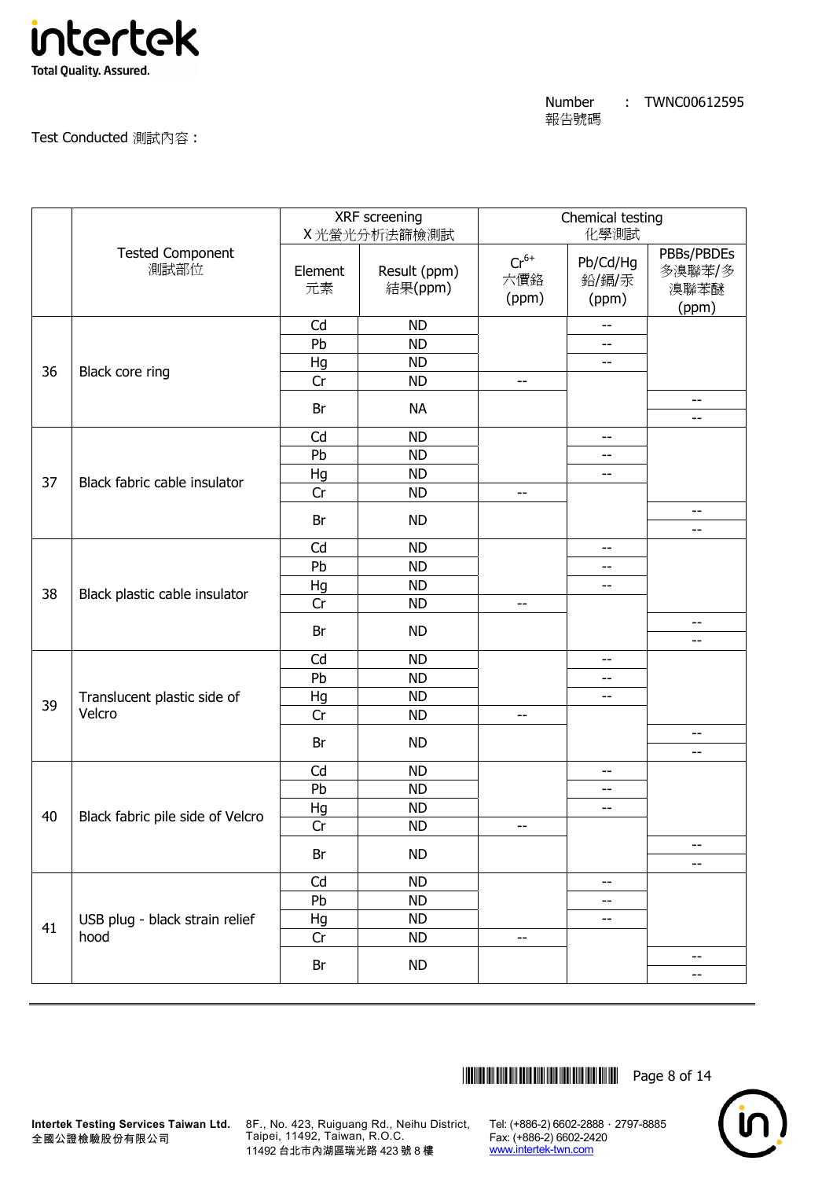Number 報告號碼 : TWNC00612595

Test Conducted 測試內容：

| | Tested Component 測試部位 | XRF screening X 光螢光分析法篩檢測試 | | Chemical testing 化學測試 | | |
|---|---|---|---|---|---|---|
| | | Element 元素 | Result (ppm) 結果(ppm) | $Cr^{6+}$ 六價鉻 (ppm) | Pb/Cd/Hg 鉛/鎘/汞 (ppm) | PBBs/PBDEs 多溴聯苯/多溴聯苯醚 (ppm) |
| 36 | Black core ring | Cd | ND | | -- | |
| | | Pb | ND | | -- | |
| | | Hg | ND | | -- | |
| | | Cr | ND | -- | | |
| | | Br | NA | | | -- |
| | | | | | | -- |
| 37 | Black fabric cable insulator | Cd | ND | | -- | |
| | | Pb | ND | | -- | |
| | | Hg | ND | | -- | |
| | | Cr | ND | -- | | |
| | | Br | ND | | | -- |
| | | | | | | -- |
| 38 | Black plastic cable insulator | Cd | ND | | -- | |
| | | Pb | ND | | -- | |
| | | Hg | ND | | -- | |
| | | Cr | ND | -- | | |
| | | Br | ND | | | -- |
| | | | | | | -- |
| 39 | Translucent plastic side of Velcro | Cd | ND | | -- | |
| | | Pb | ND | | -- | |
| | | Hg | ND | | -- | |
| | | Cr | ND | -- | | |
| | | Br | ND | | | -- |
| | | | | | | -- |
| 40 | Black fabric pile side of Velcro | Cd | ND | | -- | |
| | | Pb | ND | | -- | |
| | | Hg | ND | | -- | |
| | | Cr | ND | -- | | |
| | | Br | ND | | | -- |
| | | | | | | -- |
| 41 | USB plug - black strain relief hood | Cd | ND | | -- | |
| | | Pb | ND | | -- | |
| | | Hg | ND | | -- | |
| | | Cr | ND | -- | | |
| | | Br | ND | | | -- |
| | | | | | | -- |

**Intertek Testing Services Taiwan Ltd.** 全國公證檢驗股份有限公司
8F., No. 423, Ruiguang Rd., Neihu District, Taipei, 11492, Taiwan, R.O.C. 11492 台北市內湖區瑞光路 423 號 8 樓
Tel: (+886-2) 6602-2888．2797-8885 Fax: (+886-2) 6602-2420 www.intertek-twn.com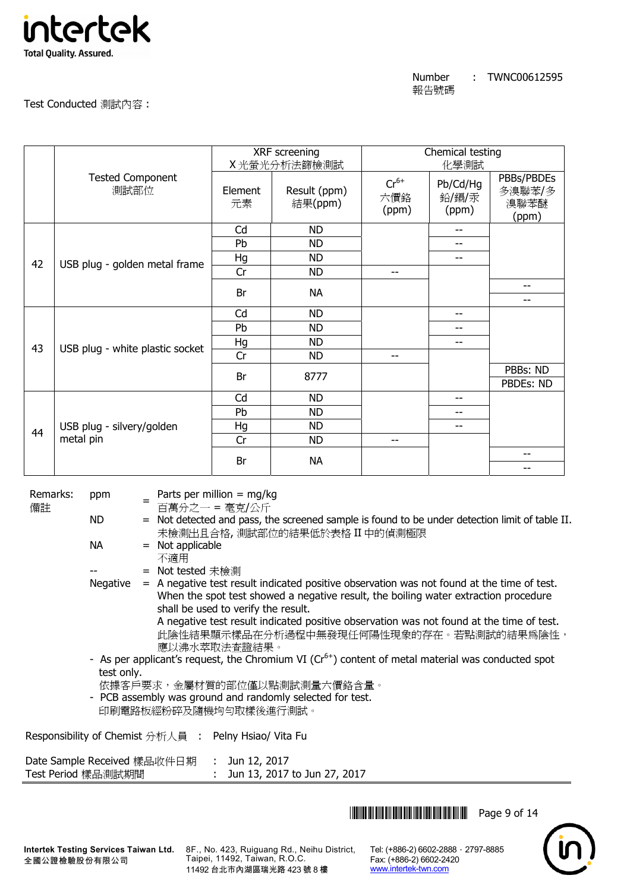Number 報告號碼 : TWNC00612595

Test Conducted 測試內容 :

| | Tested Component 測試部位 | XRF screening X 光螢光分析法篩檢測試 | | Chemical testing 化學測試 | | |
|---|---|---|---|---|---|---|
| | | Element 元素 | Result (ppm) 結果(ppm) | $Cr^{6+}$ 六價鉻 (ppm) | Pb/Cd/Hg 鉛/鎘/汞 (ppm) | PBBs/PBDEs 多溴聯苯/多溴聯苯醚 (ppm) |
| 42 | USB plug - golden metal frame | Cd | ND | | -- | |
| | | Pb | ND | | -- | |
| | | Hg | ND | | -- | |
| | | Cr | ND | -- | | |
| | | Br | NA | | | -- |
| | | | | | | -- |
| 43 | USB plug - white plastic socket | Cd | ND | | -- | |
| | | Pb | ND | | -- | |
| | | Hg | ND | | -- | |
| | | Cr | ND | -- | | |
| | | Br | 8777 | | | PBBs: ND |
| | | | | | | PBDEs: ND |
| 44 | USB plug - silvery/golden metal pin | Cd | ND | | -- | |
| | | Pb | ND | | -- | |
| | | Hg | ND | | -- | |
| | | Cr | ND | -- | | |
| | | Br | NA | | | -- |
| | | | | | | -- |

Remarks: 備註

- ppm = Parts per million = mg/kg
  百萬分之一 = 毫克/公斤
- ND = Not detected and pass, the screened sample is found to be under detection limit of table II.
  未檢測出且合格, 測試部位的結果低於表格 II 中的偵測極限
- NA = Not applicable
  不適用
- -- = Not tested 未檢測
- Negative = A negative test result indicated positive observation was not found at the time of test. When the spot test showed a negative result, the boiling water extraction procedure shall be used to verify the result.
  A negative test result indicated positive observation was not found at the time of test.
  此陰性結果顯示樣品在分析過程中無發現任何陽性現象的存在。若點測試的結果為陰性，應以沸水萃取法查證結果。

- As per applicant's request, the Chromium VI ($Cr^{6+}$) content of metal material was conducted spot test only.
  依據客戶要求，金屬材質的部位僅以點測試測量六價鉻含量。
- PCB assembly was ground and randomly selected for test.
  印刷電路板經粉碎及隨機均勻取樣後進行測試。

Responsibility of Chemist 分析人員 : Pelny Hsiao/ Vita Fu

Date Sample Received 樣品收件日期 : Jun 12, 2017
Test Period 樣品測試期間 : Jun 13, 2017 to Jun 27, 2017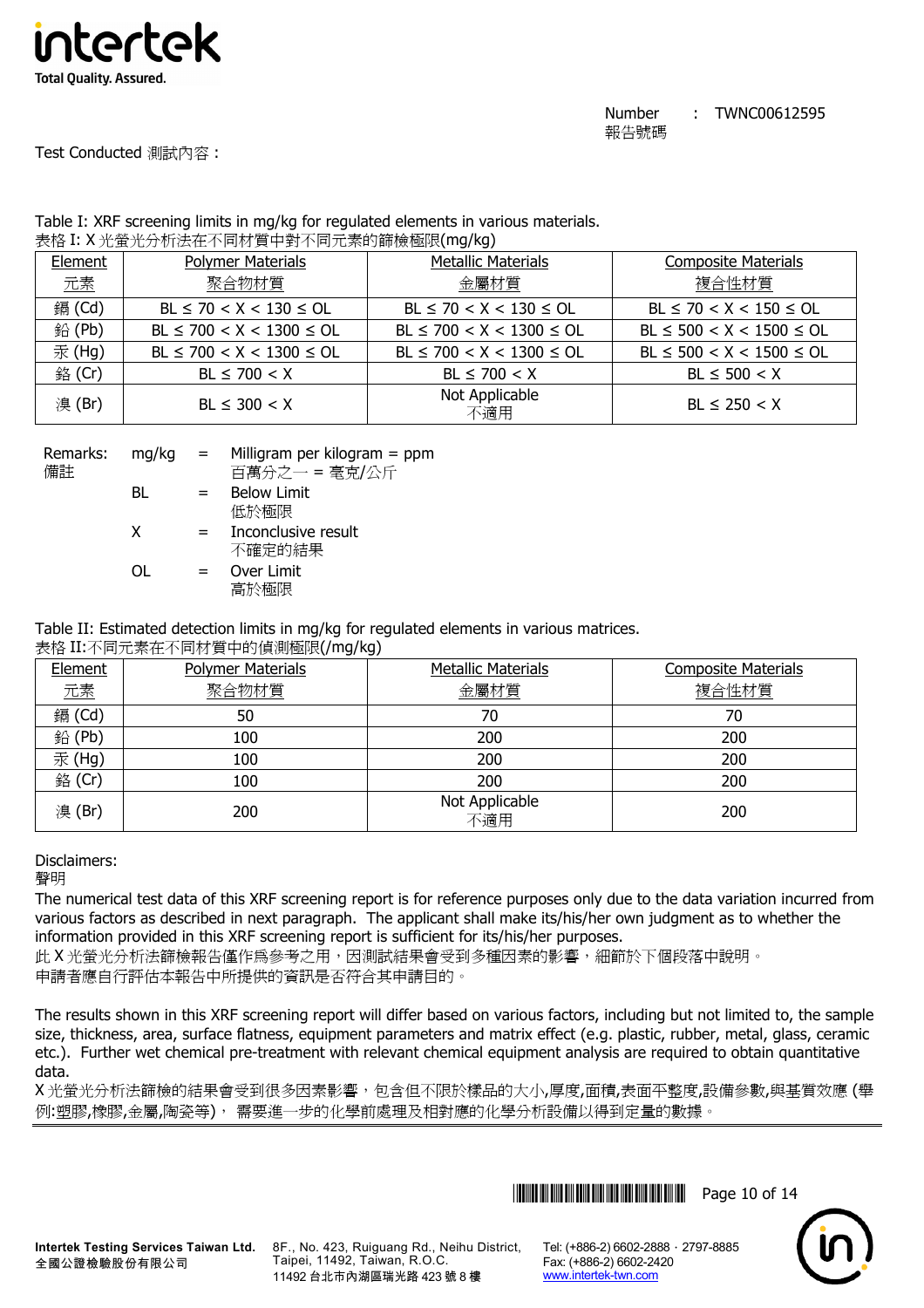Number 報告號碼 : TWNC00612595

Test Conducted 測試內容：

Table I: XRF screening limits in mg/kg for regulated elements in various materials.
表格 I: X 光螢光分析法在不同材質中對不同元素的篩檢極限(mg/kg)

| Element 元素 | Polymer Materials 聚合物材質 | Metallic Materials 金屬材質 | Composite Materials 複合性材質 |
|---|---|---|---|
| 鎘 (Cd) | BL ≤ 70 < X < 130 ≤ OL | BL ≤ 70 < X < 130 ≤ OL | BL ≤ 70 < X < 150 ≤ OL |
| 鉛 (Pb) | BL ≤ 700 < X < 1300 ≤ OL | BL ≤ 700 < X < 1300 ≤ OL | BL ≤ 500 < X < 1500 ≤ OL |
| 汞 (Hg) | BL ≤ 700 < X < 1300 ≤ OL | BL ≤ 700 < X < 1300 ≤ OL | BL ≤ 500 < X < 1500 ≤ OL |
| 鉻 (Cr) | BL ≤ 700 < X | BL ≤ 700 < X | BL ≤ 500 < X |
| 溴 (Br) | BL ≤ 300 < X | Not Applicable 不適用 | BL ≤ 250 < X |

Remarks: 備註

- mg/kg = Milligram per kilogram = ppm 百萬分之一 = 毫克/公斤
- BL = Below Limit 低於極限
- X = Inconclusive result 不確定的結果
- OL = Over Limit 高於極限

Table II: Estimated detection limits in mg/kg for regulated elements in various matrices.
表格 II:不同元素在不同材質中的偵測極限(/mg/kg)

| Element 元素 | Polymer Materials 聚合物材質 | Metallic Materials 金屬材質 | Composite Materials 複合性材質 |
|---|---|---|---|
| 鎘 (Cd) | 50 | 70 | 70 |
| 鉛 (Pb) | 100 | 200 | 200 |
| 汞 (Hg) | 100 | 200 | 200 |
| 鉻 (Cr) | 100 | 200 | 200 |
| 溴 (Br) | 200 | Not Applicable 不適用 | 200 |

Disclaimers:
聲明

The numerical test data of this XRF screening report is for reference purposes only due to the data variation incurred from various factors as described in next paragraph. The applicant shall make its/his/her own judgment as to whether the information provided in this XRF screening report is sufficient for its/his/her purposes.
此 X 光螢光分析法篩檢報告僅作爲參考之用，因測試結果會受到多種因素的影響，細節於下個段落中說明。
申請者應自行評估本報告中所提供的資訊是否符合其申請目的。

The results shown in this XRF screening report will differ based on various factors, including but not limited to, the sample size, thickness, area, surface flatness, equipment parameters and matrix effect (e.g. plastic, rubber, metal, glass, ceramic etc.). Further wet chemical pre-treatment with relevant chemical equipment analysis are required to obtain quantitative data.
X 光螢光分析法篩檢的結果會受到很多因素影響，包含但不限於樣品的大小,厚度,面積,表面平整度,設備參數,與基質效應 (舉例:塑膠,橡膠,金屬,陶瓷等)， 需要進一步的化學前處理及相對應的化學分析設備以得到定量的數據。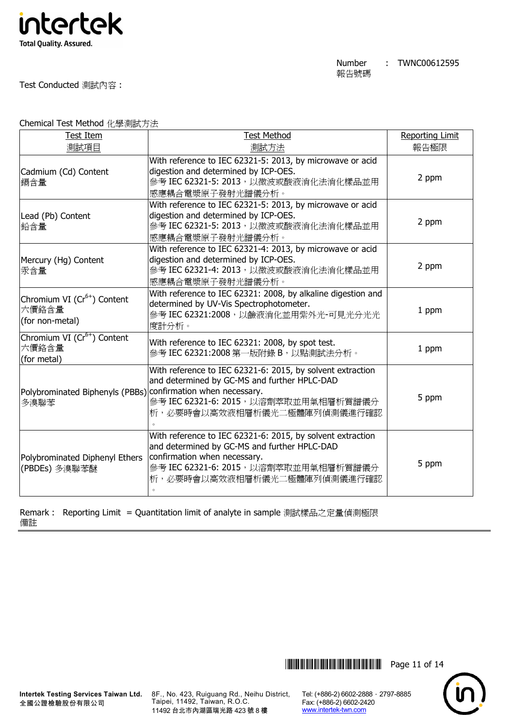Number 報告號碼 : TWNC00612595

Test Conducted 測試內容 :

Chemical Test Method 化學測試方法

| Test Item 測試項目 | Test Method 測試方法 | Reporting Limit 報告極限 |
|---|---|---|
| Cadmium (Cd) Content 鎘含量 | With reference to IEC 62321-5: 2013, by microwave or acid digestion and determined by ICP-OES. 參考 IEC 62321-5: 2013，以微波或酸液消化法消化樣品並用感應耦合電漿原子發射光譜儀分析。 | 2 ppm |
| Lead (Pb) Content 鉛含量 | With reference to IEC 62321-5: 2013, by microwave or acid digestion and determined by ICP-OES. 參考 IEC 62321-5: 2013，以微波或酸液消化法消化樣品並用感應耦合電漿原子發射光譜儀分析。 | 2 ppm |
| Mercury (Hg) Content 汞含量 | With reference to IEC 62321-4: 2013, by microwave or acid digestion and determined by ICP-OES. 參考 IEC 62321-4: 2013，以微波或酸液消化法消化樣品並用感應耦合電漿原子發射光譜儀分析。 | 2 ppm |
| Chromium VI ($Cr^{6+}$) Content 六價鉻含量 (for non-metal) | With reference to IEC 62321: 2008, by alkaline digestion and determined by UV-Vis Spectrophotometer. 參考 IEC 62321:2008，以鹼液消化並用紫外光-可見光分光光度計分析。 | 1 ppm |
| Chromium VI ($Cr^{6+}$) Content 六價鉻含量 (for metal) | With reference to IEC 62321: 2008, by spot test. 參考 IEC 62321:2008 第一版附錄 B，以點測試法分析。 | 1 ppm |
| Polybrominated Biphenyls (PBBs) 多溴聯苯 | With reference to IEC 62321-6: 2015, by solvent extraction and determined by GC-MS and further HPLC-DAD confirmation when necessary. 參考 IEC 62321-6: 2015，以溶劑萃取並用氣相層析質譜儀分析，必要時會以高效液相層析儀光二極體陣列偵測儀進行確認。 | 5 ppm |
| Polybrominated Diphenyl Ethers (PBDEs) 多溴聯苯醚 | With reference to IEC 62321-6: 2015, by solvent extraction and determined by GC-MS and further HPLC-DAD confirmation when necessary. 參考 IEC 62321-6: 2015，以溶劑萃取並用氣相層析質譜儀分析，必要時會以高效液相層析儀光二極體陣列偵測儀進行確認。 | 5 ppm |

Remark : 備註 Reporting Limit = Quantitation limit of analyte in sample 測試樣品之定量偵測極限

Intertek Testing Services Taiwan Ltd. 全國公證檢驗股份有限公司 8F., No. 423, Ruiguang Rd., Neihu District, Taipei, 11492, Taiwan, R.O.C. 11492 台北市內湖區瑞光路 423 號 8 樓 Tel: (+886-2) 6602-2888 · 2797-8885 Fax: (+886-2) 6602-2420 www.intertek-twn.com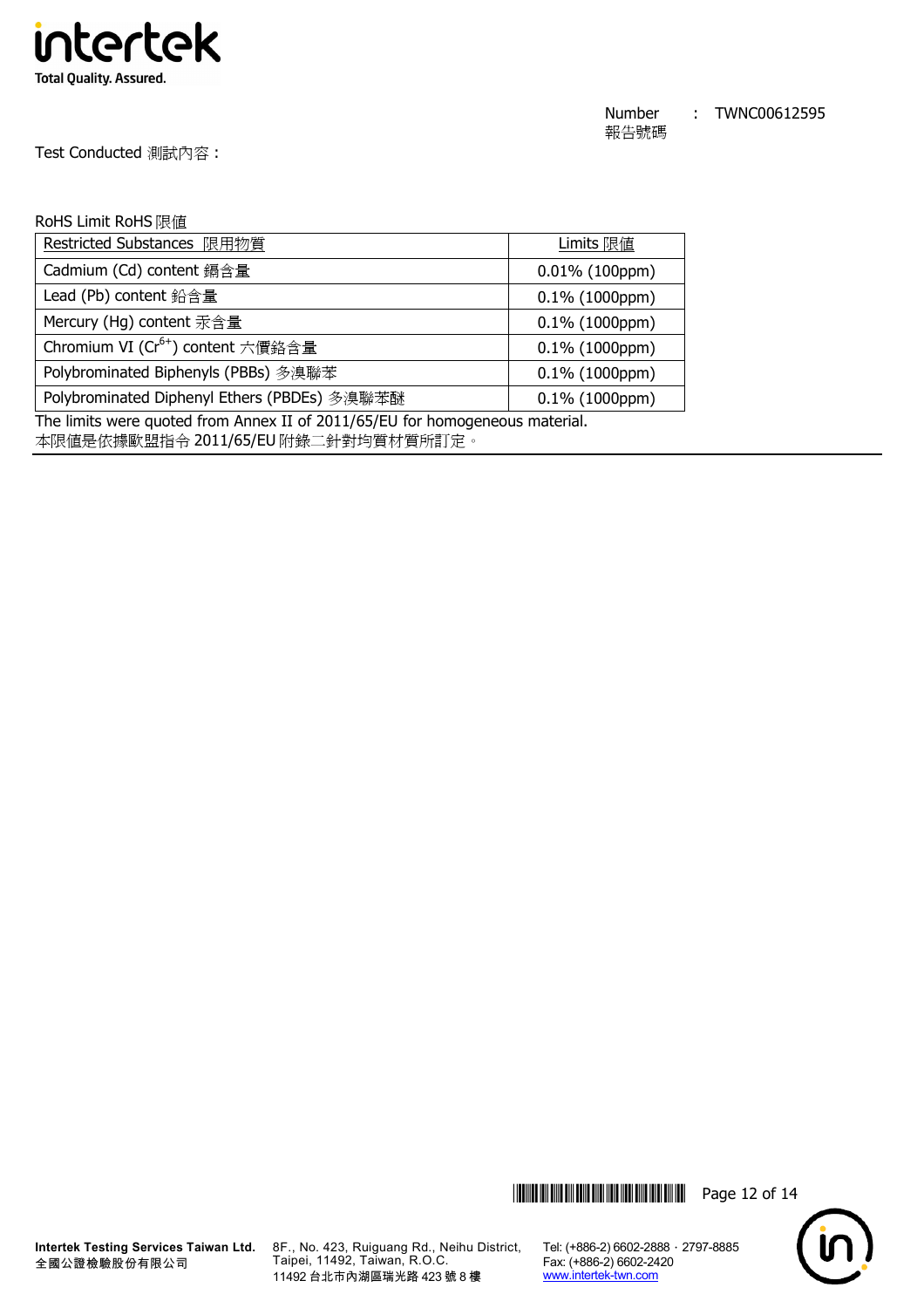Number 報告號碼 : TWNC00612595

Test Conducted 測試內容：

RoHS Limit RoHS 限值

| Restricted Substances 限用物質 | Limits 限值 |
|---|---|
| Cadmium (Cd) content 鎘含量 | 0.01% (100ppm) |
| Lead (Pb) content 鉛含量 | 0.1% (1000ppm) |
| Mercury (Hg) content 汞含量 | 0.1% (1000ppm) |
| Chromium VI ($Cr^{6+}$) content 六價鉻含量 | 0.1% (1000ppm) |
| Polybrominated Biphenyls (PBBs) 多溴聯苯 | 0.1% (1000ppm) |
| Polybrominated Diphenyl Ethers (PBDEs) 多溴聯苯醚 | 0.1% (1000ppm) |

The limits were quoted from Annex II of 2011/65/EU for homogeneous material.
本限值是依據歐盟指令 2011/65/EU 附錄二針對均質材質所訂定。

Intertek Testing Services Taiwan Ltd.
全國公證檢驗股份有限公司

8F., No. 423, Ruiguang Rd., Neihu District, Taipei, 11492, Taiwan, R.O.C.
11492 台北市內湖區瑞光路 423 號 8 樓

Tel: (+886-2) 6602-2888．2797-8885
Fax: (+886-2) 6602-2420
www.intertek-twn.com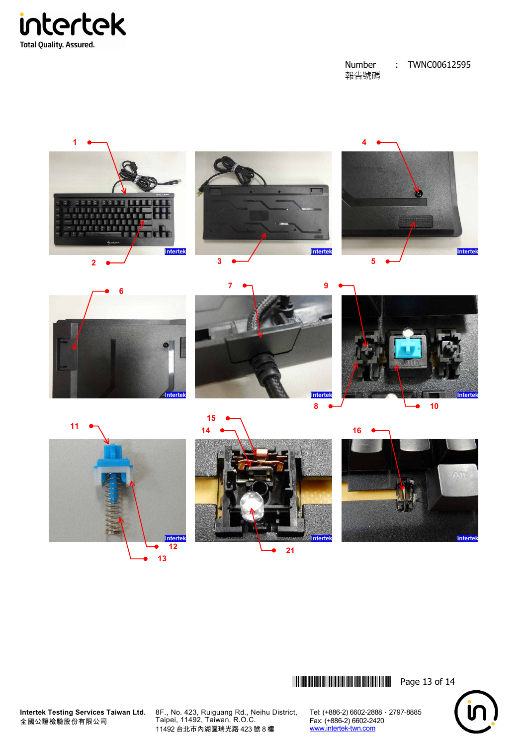Number 報告號碼 : TWNC00612595

1 2 3 4 5

6 7 8 9 10

11 12 13 14 15 16 21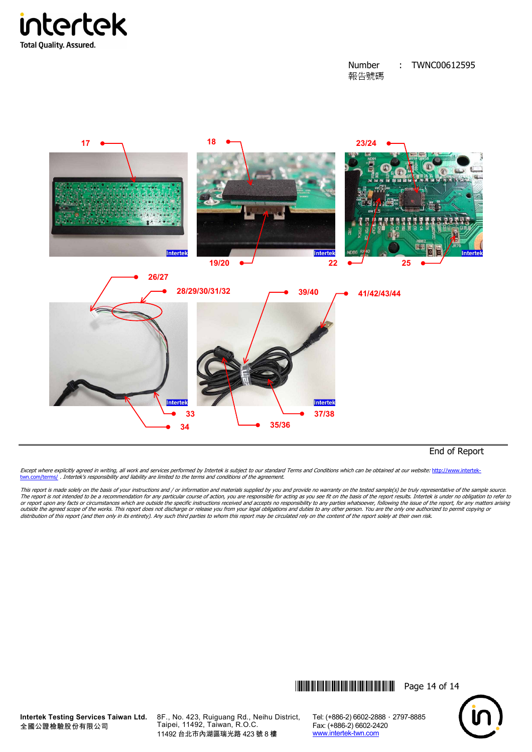Number : TWNC00612595
報告號碼

17

18

23/24

19/20

22

25

26/27

28/29/30/31/32

39/40

41/42/43/44

33

34

35/36

37/38

End of Report

*Except where explicitly agreed in writing, all work and services performed by Intertek is subject to our standard Terms and Conditions which can be obtained at our website: http://www.intertek-twn.com/terms/ . Intertek's responsibility and liability are limited to the terms and conditions of the agreement.*

*This report is made solely on the basis of your instructions and / or information and materials supplied by you and provide no warranty on the tested sample(s) be truly representative of the sample source. The report is not intended to be a recommendation for any particular course of action, you are responsible for acting as you see fit on the basis of the report results. Intertek is under no obligation to refer to or report upon any facts or circumstances which are outside the specific instructions received and accepts no responsibility to any parties whatsoever, following the issue of the report, for any matters arising outside the agreed scope of the works. This report does not discharge or release you from your legal obligations and duties to any other person. You are the only one authorized to permit copying or distribution of this report (and then only in its entirety). Any such third parties to whom this report may be circulated rely on the content of the report solely at their own risk.*

**Intertek Testing Services Taiwan Ltd.**
全國公證檢驗股份有限公司

8F., No. 423, Ruiguang Rd., Neihu District, Taipei, 11492, Taiwan, R.O.C.
11492 台北市內湖區瑞光路 423 號 8 樓

Tel: (+886-2) 6602-2888 · 2797-8885
Fax: (+886-2) 6602-2420
www.intertek-twn.com